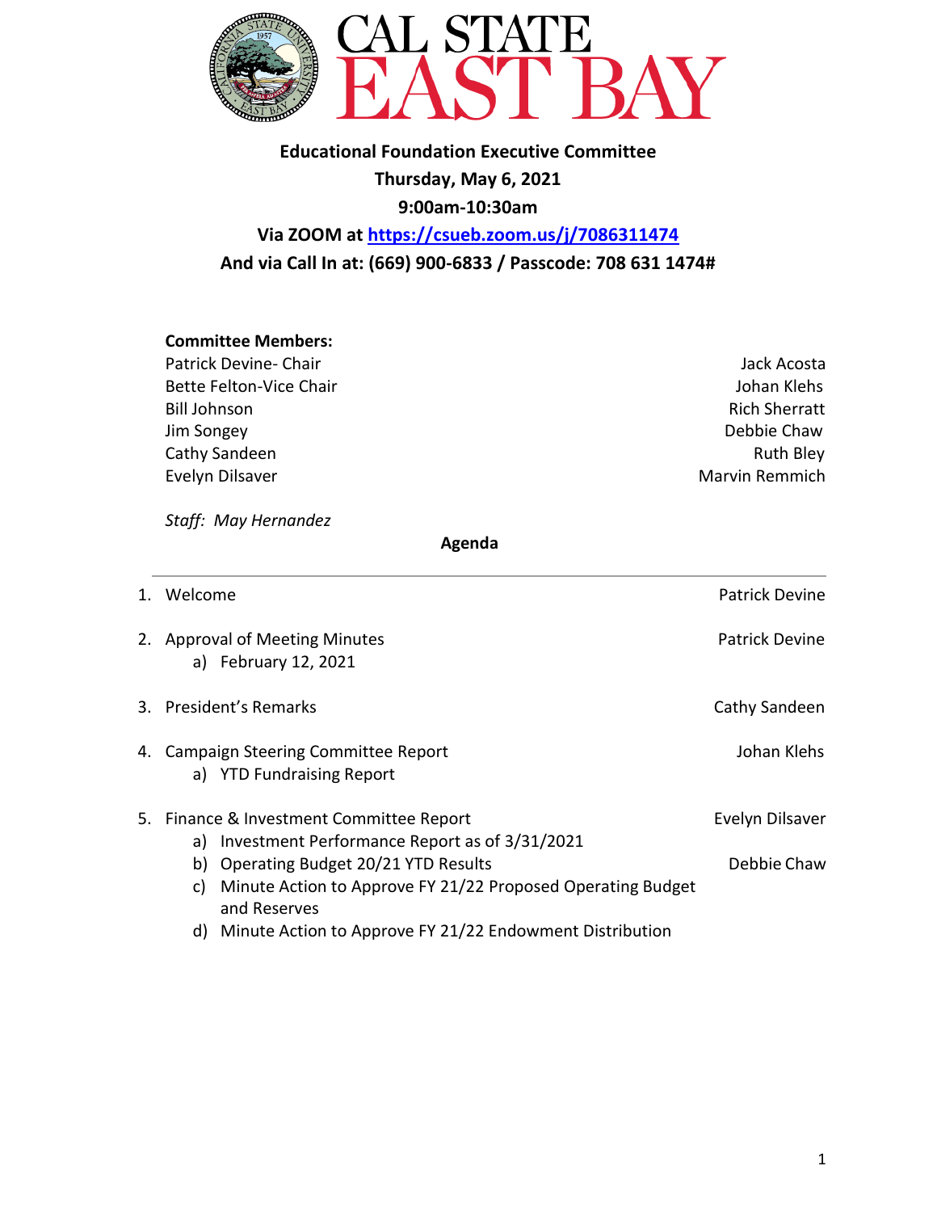# CAL STATE EAST BAY

**Educational Foundation Executive Committee**

**Thursday, May 6, 2021**

**9:00am-10:30am**

**Via ZOOM at [https://csueb.zoom.us/j/7086311474](https://csueb.zoom.us/j/7086311474)**

**And via Call In at: (669) 900-6833 / Passcode: 708 631 1474#**

**Committee Members:**

| | |
|---|---|
| Patrick Devine- Chair | Jack Acosta |
| Bette Felton-Vice Chair | Johan Klehs |
| Bill Johnson | Rich Sherratt |
| Jim Songey | Debbie Chaw |
| Cathy Sandeen | Ruth Bley |
| Evelyn Dilsaver | Marvin Remmich |

*Staff: May Hernandez*

**Agenda**

---

1. Welcome — Patrick Devine

2. Approval of Meeting Minutes — Patrick Devine
   a) February 12, 2021

3. President's Remarks — Cathy Sandeen

4. Campaign Steering Committee Report — Johan Klehs
   a) YTD Fundraising Report

5. Finance & Investment Committee Report — Evelyn Dilsaver
   a) Investment Performance Report as of 3/31/2021
   b) Operating Budget 20/21 YTD Results — Debbie Chaw
   c) Minute Action to Approve FY 21/22 Proposed Operating Budget and Reserves
   d) Minute Action to Approve FY 21/22 Endowment Distribution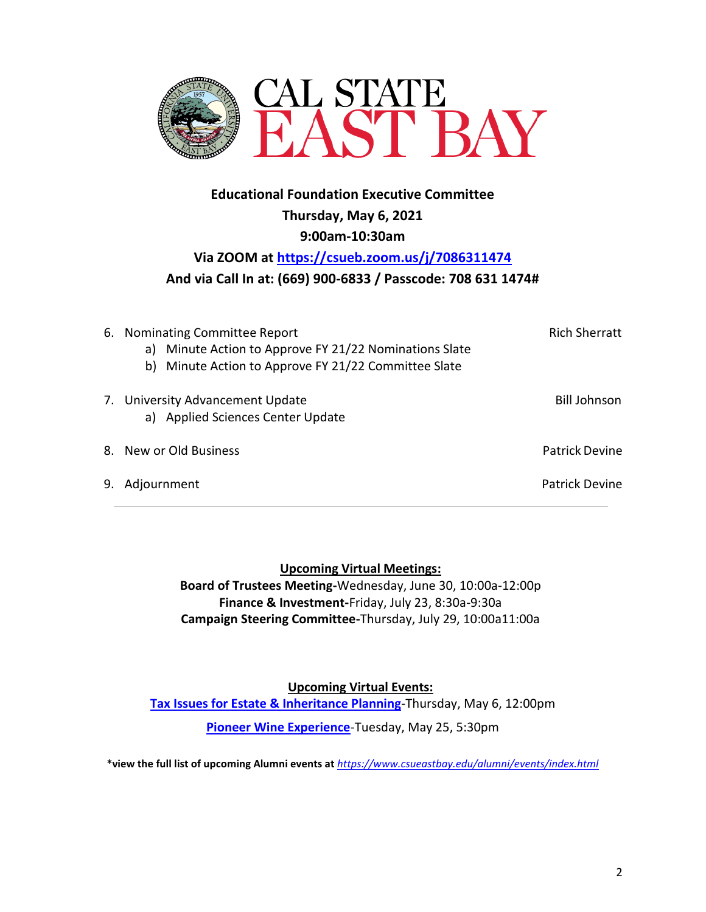**Educational Foundation Executive Committee**

**Thursday, May 6, 2021**

**9:00am-10:30am**

**Via ZOOM at [https://csueb.zoom.us/j/7086311474](https://csueb.zoom.us/j/7086311474)**

**And via Call In at: (669) 900-6833 / Passcode: 708 631 1474#**

6. Nominating Committee Report — Rich Sherratt
   a) Minute Action to Approve FY 21/22 Nominations Slate
   b) Minute Action to Approve FY 21/22 Committee Slate

7. University Advancement Update — Bill Johnson
   a) Applied Sciences Center Update

8. New or Old Business — Patrick Devine

9. Adjournment — Patrick Devine

---

**Upcoming Virtual Meetings:**

**Board of Trustees Meeting-**Wednesday, June 30, 10:00a-12:00p

**Finance & Investment-**Friday, July 23, 8:30a-9:30a

**Campaign Steering Committee-**Thursday, July 29, 10:00a11:00a

**Upcoming Virtual Events:**

**Tax Issues for Estate & Inheritance Planning**-Thursday, May 6, 12:00pm

**Pioneer Wine Experience**-Tuesday, May 25, 5:30pm

**\*view the full list of upcoming Alumni events at** *https://www.csueastbay.edu/alumni/events/index.html*